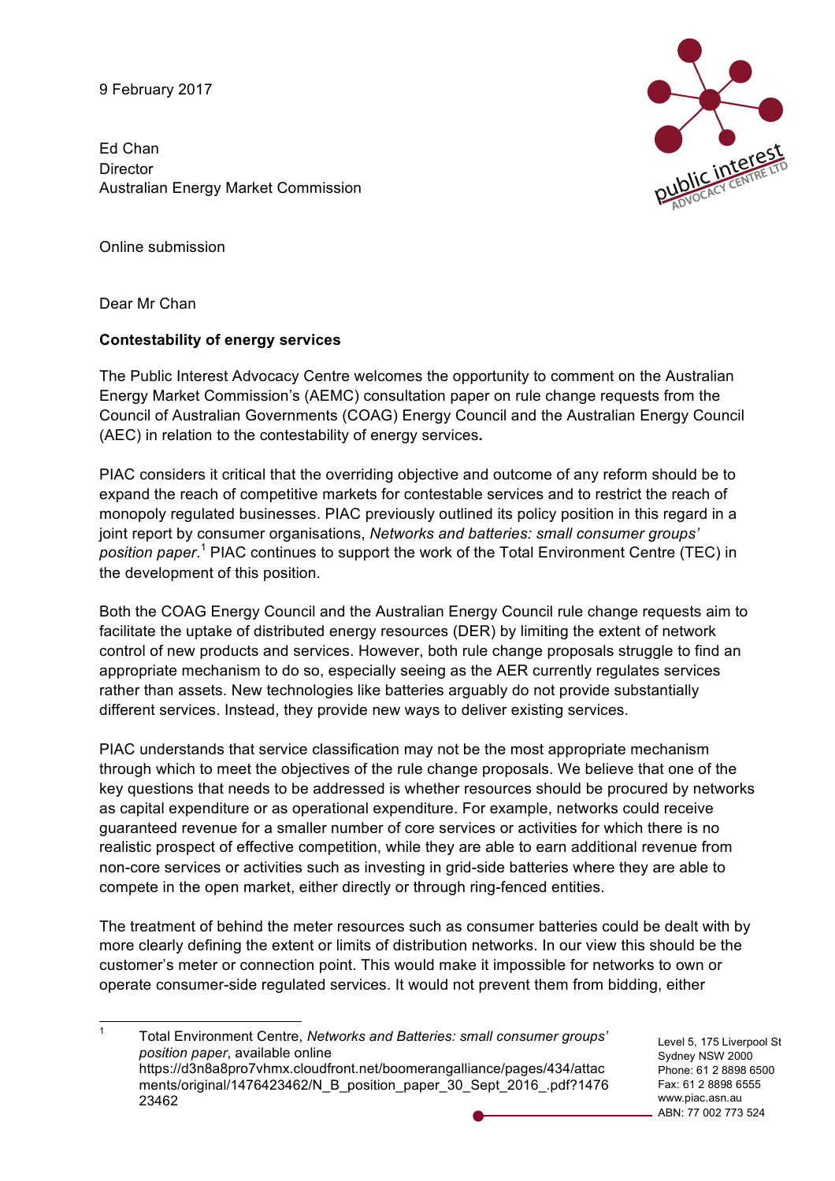9 February 2017

Ed Chan
Director
Australian Energy Market Commission

Online submission

Dear Mr Chan

**Contestability of energy services**

The Public Interest Advocacy Centre welcomes the opportunity to comment on the Australian Energy Market Commission's (AEMC) consultation paper on rule change requests from the Council of Australian Governments (COAG) Energy Council and the Australian Energy Council (AEC) in relation to the contestability of energy services.

PIAC considers it critical that the overriding objective and outcome of any reform should be to expand the reach of competitive markets for contestable services and to restrict the reach of monopoly regulated businesses. PIAC previously outlined its policy position in this regard in a joint report by consumer organisations, *Networks and batteries: small consumer groups' position paper.*[1] PIAC continues to support the work of the Total Environment Centre (TEC) in the development of this position.

Both the COAG Energy Council and the Australian Energy Council rule change requests aim to facilitate the uptake of distributed energy resources (DER) by limiting the extent of network control of new products and services. However, both rule change proposals struggle to find an appropriate mechanism to do so, especially seeing as the AER currently regulates services rather than assets. New technologies like batteries arguably do not provide substantially different services. Instead, they provide new ways to deliver existing services.

PIAC understands that service classification may not be the most appropriate mechanism through which to meet the objectives of the rule change proposals. We believe that one of the key questions that needs to be addressed is whether resources should be procured by networks as capital expenditure or as operational expenditure. For example, networks could receive guaranteed revenue for a smaller number of core services or activities for which there is no realistic prospect of effective competition, while they are able to earn additional revenue from non-core services or activities such as investing in grid-side batteries where they are able to compete in the open market, either directly or through ring-fenced entities.

The treatment of behind the meter resources such as consumer batteries could be dealt with by more clearly defining the extent or limits of distribution networks. In our view this should be the customer's meter or connection point. This would make it impossible for networks to own or operate consumer-side regulated services. It would not prevent them from bidding, either

[1] Total Environment Centre, *Networks and Batteries: small consumer groups' position paper*, available online https://d3n8a8pro7vhmx.cloudfront.net/boomerangalliance/pages/434/attachments/original/1476423462/N_B_position_paper_30_Sept_2016_.pdf?1476423462

Level 5, 175 Liverpool St
Sydney NSW 2000
Phone: 61 2 8898 6500
Fax: 61 2 8898 6555
www.piac.asn.au
ABN: 77 002 773 524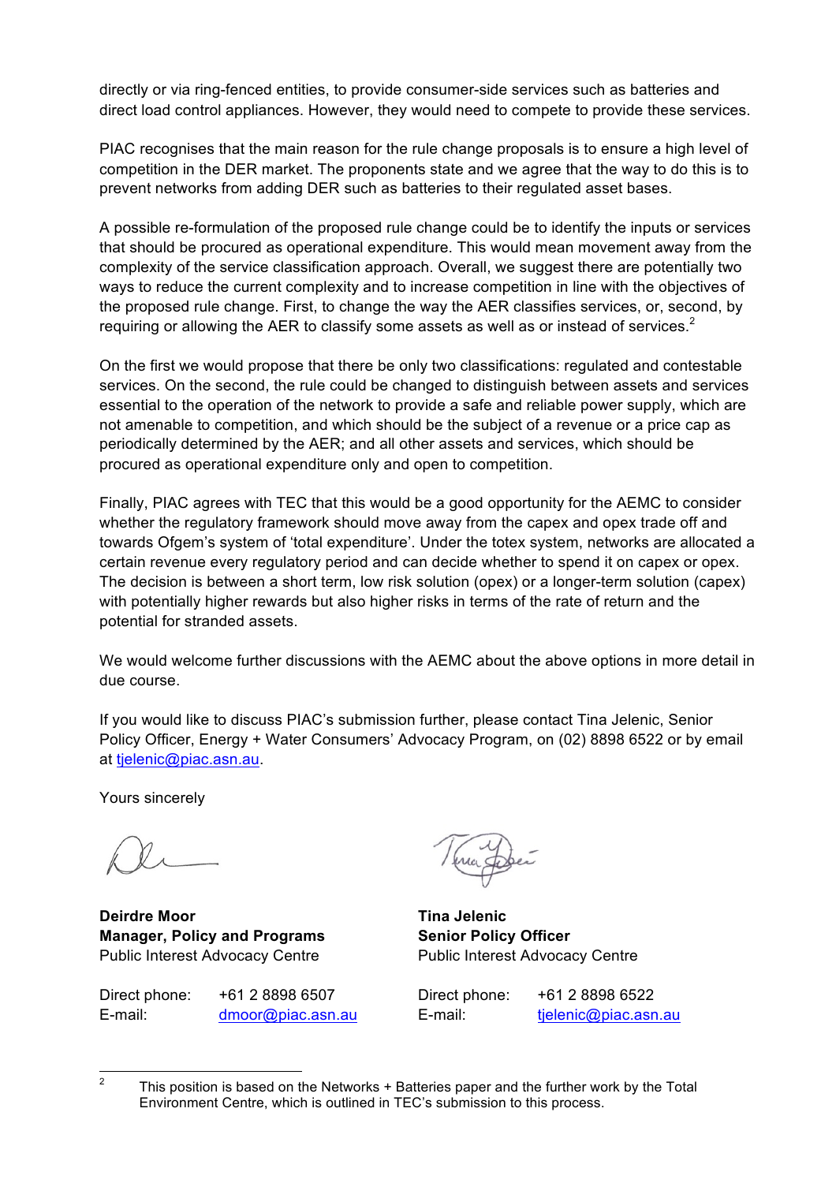directly or via ring-fenced entities, to provide consumer-side services such as batteries and direct load control appliances. However, they would need to compete to provide these services.

PIAC recognises that the main reason for the rule change proposals is to ensure a high level of competition in the DER market. The proponents state and we agree that the way to do this is to prevent networks from adding DER such as batteries to their regulated asset bases.

A possible re-formulation of the proposed rule change could be to identify the inputs or services that should be procured as operational expenditure. This would mean movement away from the complexity of the service classification approach. Overall, we suggest there are potentially two ways to reduce the current complexity and to increase competition in line with the objectives of the proposed rule change. First, to change the way the AER classifies services, or, second, by requiring or allowing the AER to classify some assets as well as or instead of services.[2]

On the first we would propose that there be only two classifications: regulated and contestable services. On the second, the rule could be changed to distinguish between assets and services essential to the operation of the network to provide a safe and reliable power supply, which are not amenable to competition, and which should be the subject of a revenue or a price cap as periodically determined by the AER; and all other assets and services, which should be procured as operational expenditure only and open to competition.

Finally, PIAC agrees with TEC that this would be a good opportunity for the AEMC to consider whether the regulatory framework should move away from the capex and opex trade off and towards Ofgem's system of 'total expenditure'. Under the totex system, networks are allocated a certain revenue every regulatory period and can decide whether to spend it on capex or opex. The decision is between a short term, low risk solution (opex) or a longer-term solution (capex) with potentially higher rewards but also higher risks in terms of the rate of return and the potential for stranded assets.

We would welcome further discussions with the AEMC about the above options in more detail in due course.

If you would like to discuss PIAC's submission further, please contact Tina Jelenic, Senior Policy Officer, Energy + Water Consumers' Advocacy Program, on (02) 8898 6522 or by email at tjelenic@piac.asn.au.

Yours sincerely

**Deirdre Moor**
**Manager, Policy and Programs**
Public Interest Advocacy Centre

Direct phone: +61 2 8898 6507
E-mail: dmoor@piac.asn.au

**Tina Jelenic**
**Senior Policy Officer**
Public Interest Advocacy Centre

Direct phone: +61 2 8898 6522
E-mail: tjelenic@piac.asn.au

---

[2] This position is based on the Networks + Batteries paper and the further work by the Total Environment Centre, which is outlined in TEC's submission to this process.